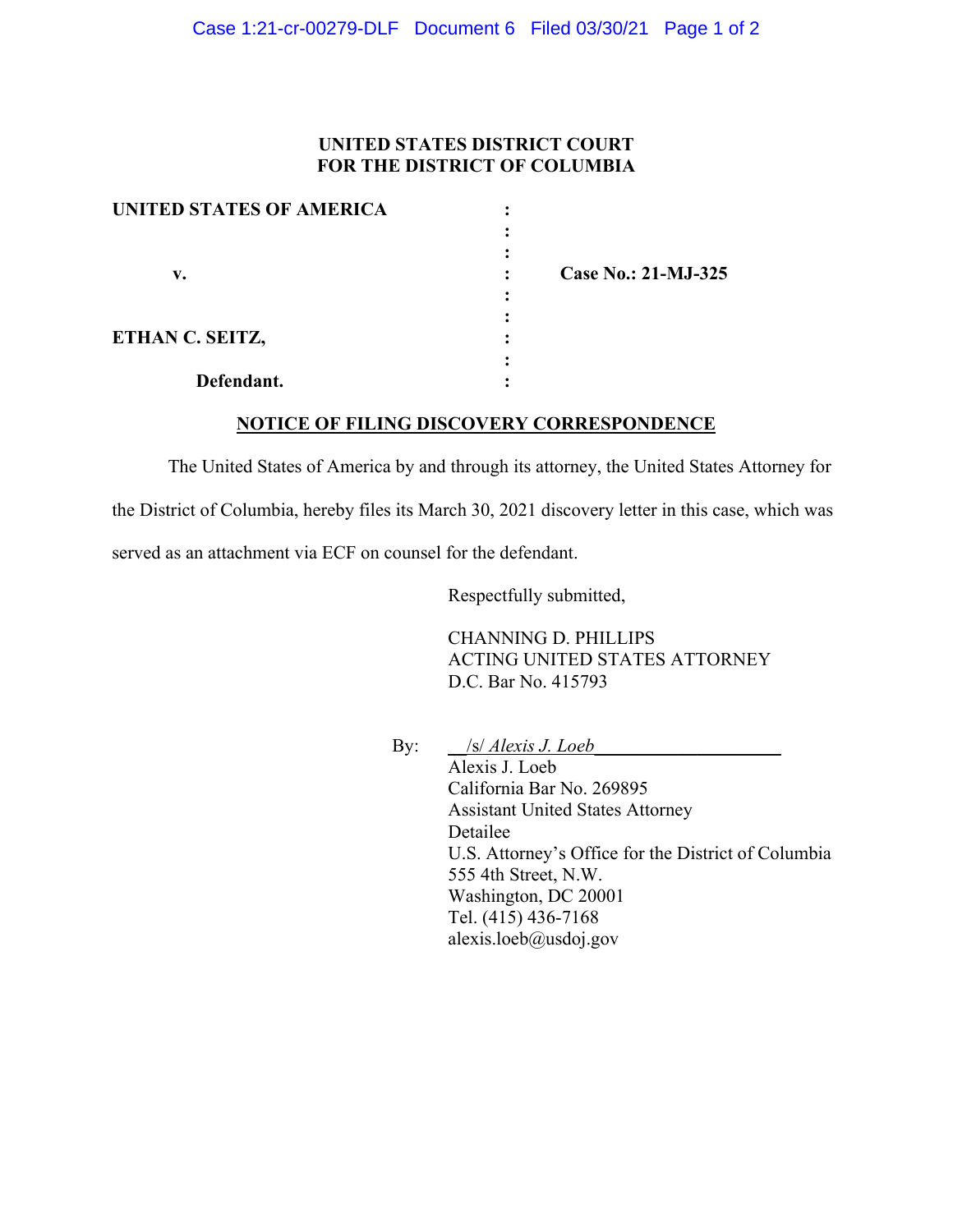**UNITED STATES DISTRICT COURT**
**FOR THE DISTRICT OF COLUMBIA**

| | | |
|---|---|---|
| **UNITED STATES OF AMERICA** | : | |
| | : | |
| **v.** | : | **Case No.: 21-MJ-325** |
| | : | |
| **ETHAN C. SEITZ,** | : | |
| | : | |
| **Defendant.** | : | |

**NOTICE OF FILING DISCOVERY CORRESPONDENCE**

The United States of America by and through its attorney, the United States Attorney for the District of Columbia, hereby files its March 30, 2021 discovery letter in this case, which was served as an attachment via ECF on counsel for the defendant.

Respectfully submitted,

CHANNING D. PHILLIPS
ACTING UNITED STATES ATTORNEY
D.C. Bar No. 415793

By: /s/ *Alexis J. Loeb*
Alexis J. Loeb
California Bar No. 269895
Assistant United States Attorney
Detailee
U.S. Attorney's Office for the District of Columbia
555 4th Street, N.W.
Washington, DC 20001
Tel. (415) 436-7168
alexis.loeb@usdoj.gov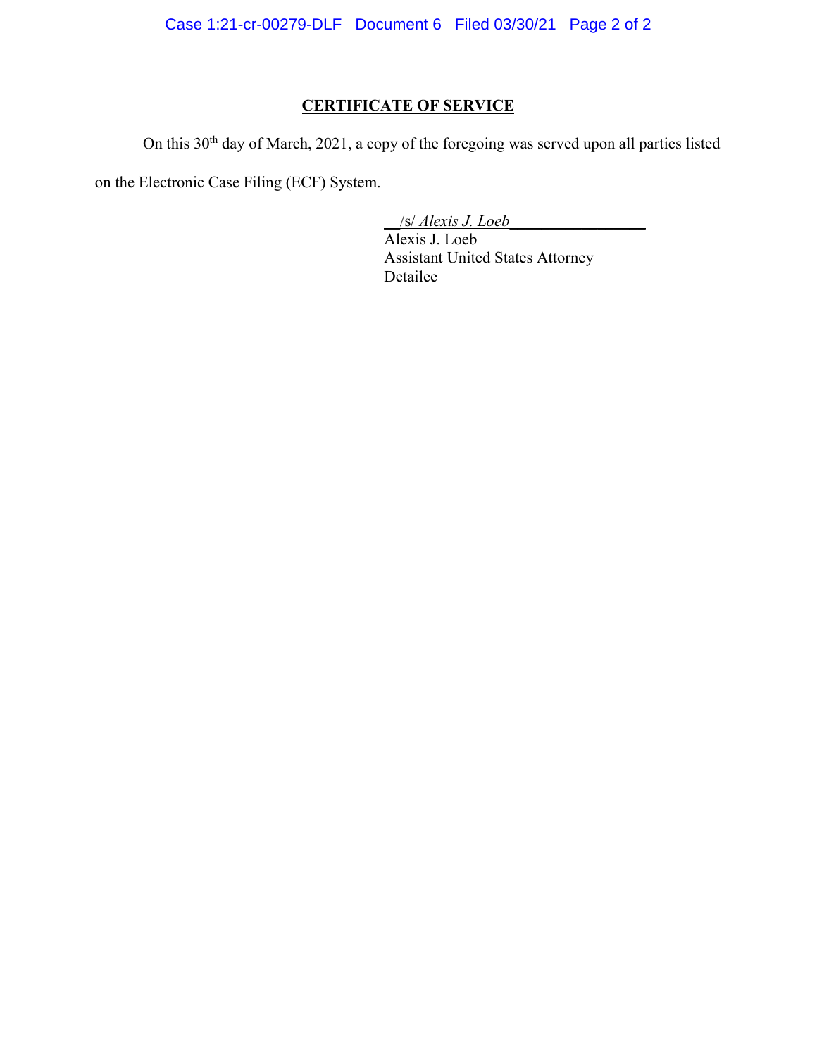## CERTIFICATE OF SERVICE

On this 30th day of March, 2021, a copy of the foregoing was served upon all parties listed on the Electronic Case Filing (ECF) System.

/s/ *Alexis J. Loeb*
Alexis J. Loeb
Assistant United States Attorney
Detailee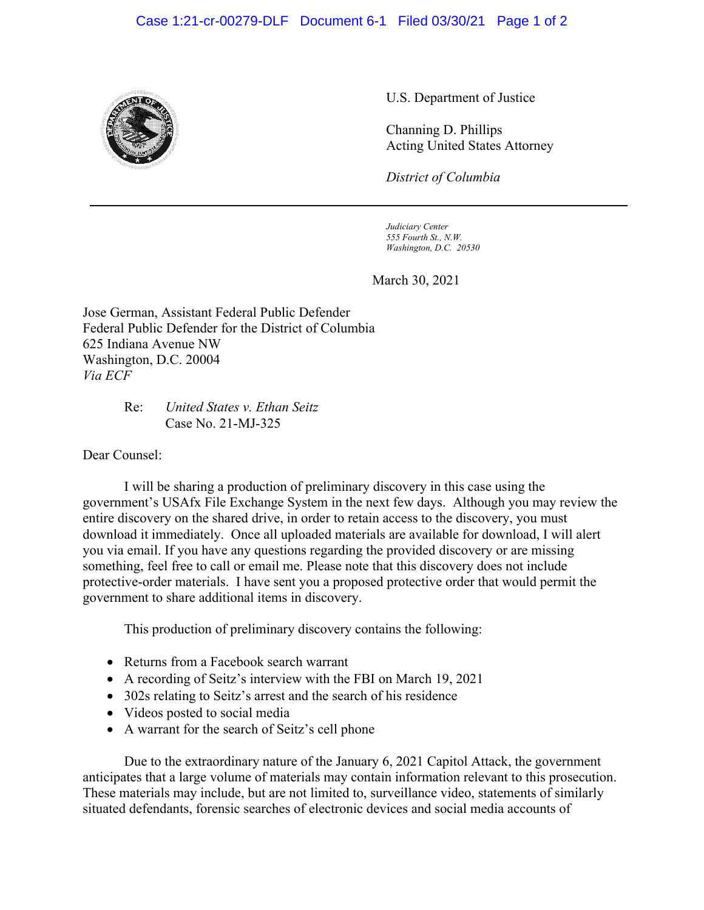U.S. Department of Justice

Channing D. Phillips
Acting United States Attorney

*District of Columbia*

---

*Judiciary Center*
*555 Fourth St., N.W.*
*Washington, D.C. 20530*

March 30, 2021

Jose German, Assistant Federal Public Defender
Federal Public Defender for the District of Columbia
625 Indiana Avenue NW
Washington, D.C. 20004
*Via ECF*

Re: *United States v. Ethan Seitz*
Case No. 21-MJ-325

Dear Counsel:

I will be sharing a production of preliminary discovery in this case using the government's USAfx File Exchange System in the next few days. Although you may review the entire discovery on the shared drive, in order to retain access to the discovery, you must download it immediately. Once all uploaded materials are available for download, I will alert you via email. If you have any questions regarding the provided discovery or are missing something, feel free to call or email me. Please note that this discovery does not include protective-order materials. I have sent you a proposed protective order that would permit the government to share additional items in discovery.

This production of preliminary discovery contains the following:

- Returns from a Facebook search warrant
- A recording of Seitz's interview with the FBI on March 19, 2021
- 302s relating to Seitz's arrest and the search of his residence
- Videos posted to social media
- A warrant for the search of Seitz's cell phone

Due to the extraordinary nature of the January 6, 2021 Capitol Attack, the government anticipates that a large volume of materials may contain information relevant to this prosecution. These materials may include, but are not limited to, surveillance video, statements of similarly situated defendants, forensic searches of electronic devices and social media accounts of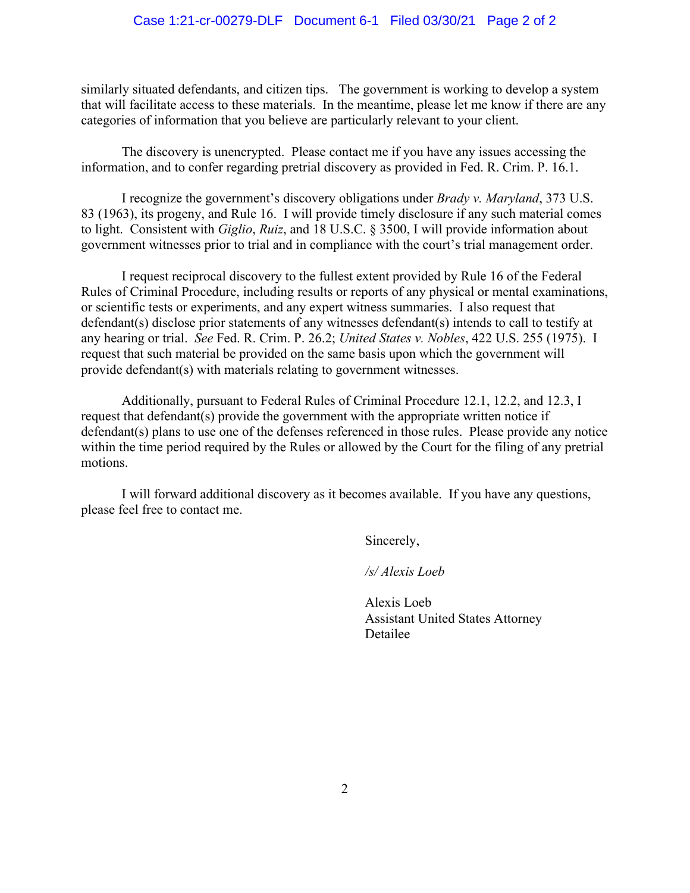similarly situated defendants, and citizen tips. The government is working to develop a system that will facilitate access to these materials. In the meantime, please let me know if there are any categories of information that you believe are particularly relevant to your client.

The discovery is unencrypted. Please contact me if you have any issues accessing the information, and to confer regarding pretrial discovery as provided in Fed. R. Crim. P. 16.1.

I recognize the government's discovery obligations under *Brady v. Maryland*, 373 U.S. 83 (1963), its progeny, and Rule 16. I will provide timely disclosure if any such material comes to light. Consistent with *Giglio*, *Ruiz*, and 18 U.S.C. § 3500, I will provide information about government witnesses prior to trial and in compliance with the court's trial management order.

I request reciprocal discovery to the fullest extent provided by Rule 16 of the Federal Rules of Criminal Procedure, including results or reports of any physical or mental examinations, or scientific tests or experiments, and any expert witness summaries. I also request that defendant(s) disclose prior statements of any witnesses defendant(s) intends to call to testify at any hearing or trial. *See* Fed. R. Crim. P. 26.2; *United States v. Nobles*, 422 U.S. 255 (1975). I request that such material be provided on the same basis upon which the government will provide defendant(s) with materials relating to government witnesses.

Additionally, pursuant to Federal Rules of Criminal Procedure 12.1, 12.2, and 12.3, I request that defendant(s) provide the government with the appropriate written notice if defendant(s) plans to use one of the defenses referenced in those rules. Please provide any notice within the time period required by the Rules or allowed by the Court for the filing of any pretrial motions.

I will forward additional discovery as it becomes available. If you have any questions, please feel free to contact me.

Sincerely,

*/s/ Alexis Loeb*

Alexis Loeb
Assistant United States Attorney
Detailee